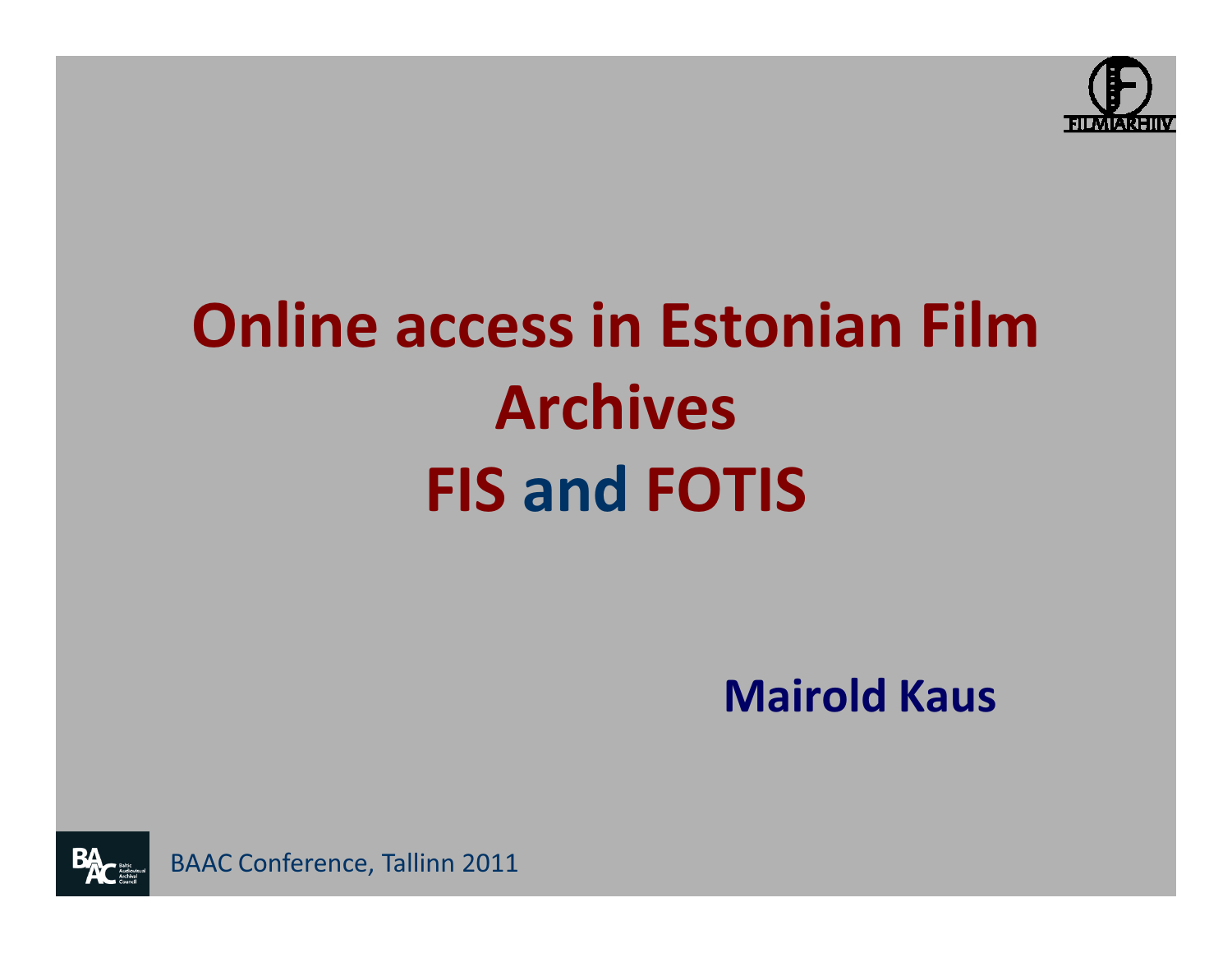FILMIARHIIV

# Online access in Estonian Film Archives
# FIS and FOTIS

**Mairold Kaus**

BAAC Conference, Tallinn 2011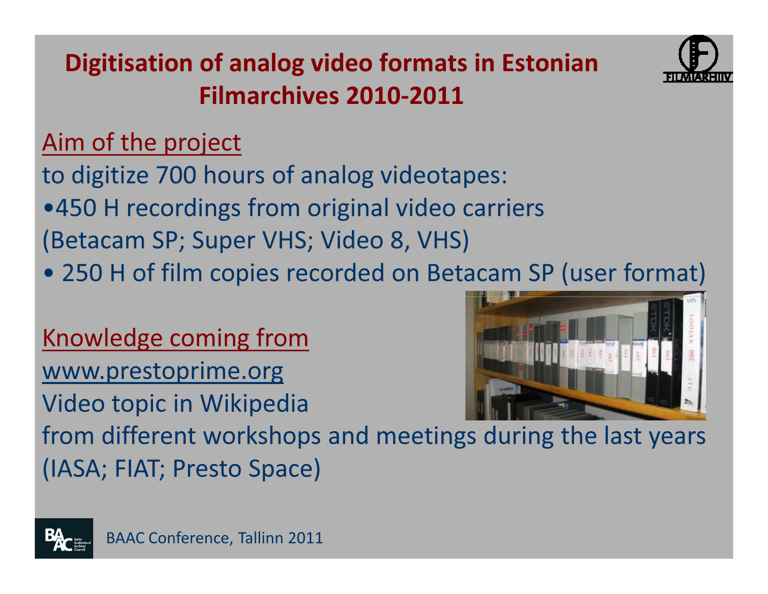# Digitisation of analog video formats in Estonian Filmarchives 2010-2011

Aim of the project

to digitize 700 hours of analog videotapes:

- 450 H recordings from original video carriers (Betacam SP; Super VHS; Video 8, VHS)
- 250 H of film copies recorded on Betacam SP (user format)

Knowledge coming from

www.prestoprime.org

Video topic in Wikipedia

from different workshops and meetings during the last years (IASA; FIAT; Presto Space)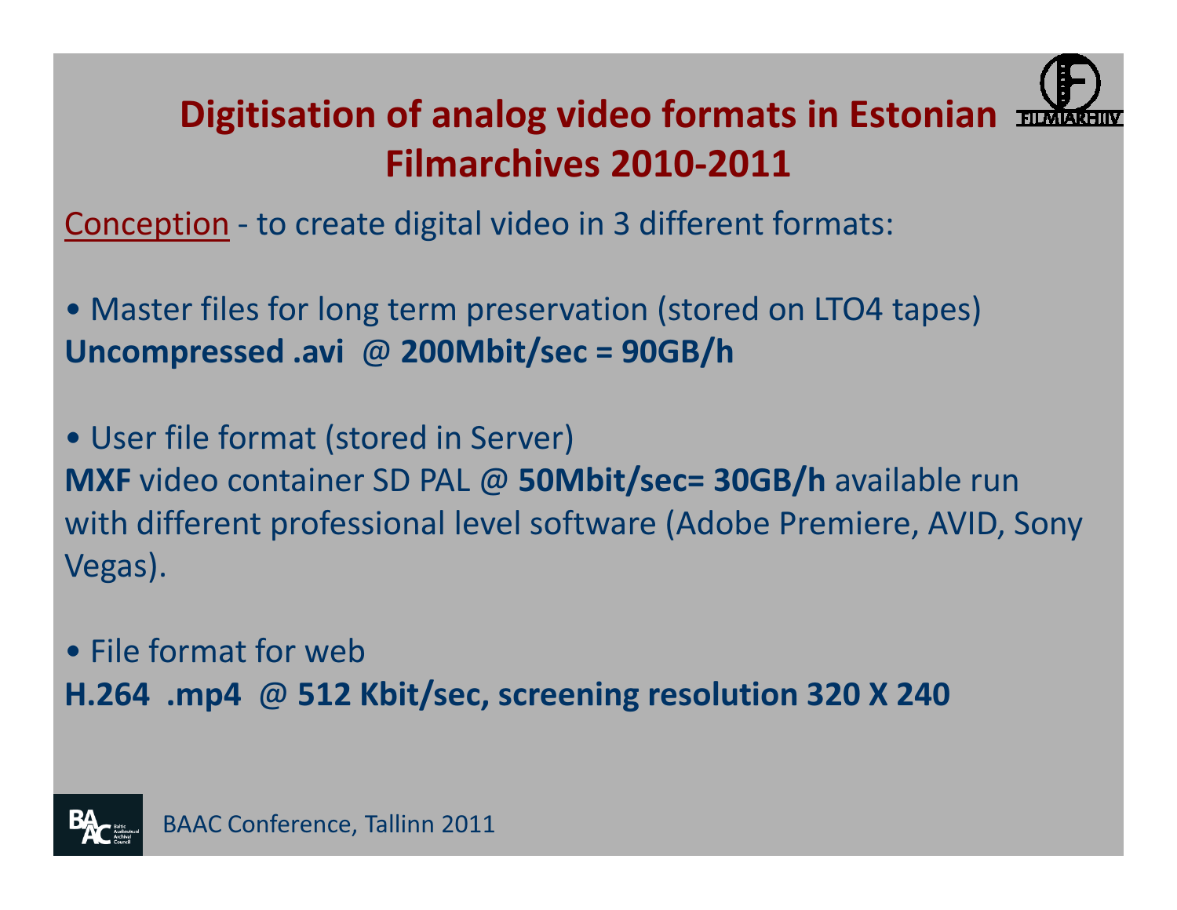# Digitisation of analog video formats in Estonian Filmarchives 2010-2011

Conception - to create digital video in 3 different formats:

- Master files for long term preservation (stored on LTO4 tapes)

**Uncompressed .avi @ 200Mbit/sec = 90GB/h**

- User file format (stored in Server)

**MXF** video container SD PAL @ **50Mbit/sec= 30GB/h** available run with different professional level software (Adobe Premiere, AVID, Sony Vegas).

- File format for web

**H.264 .mp4 @ 512 Kbit/sec, screening resolution 320 X 240**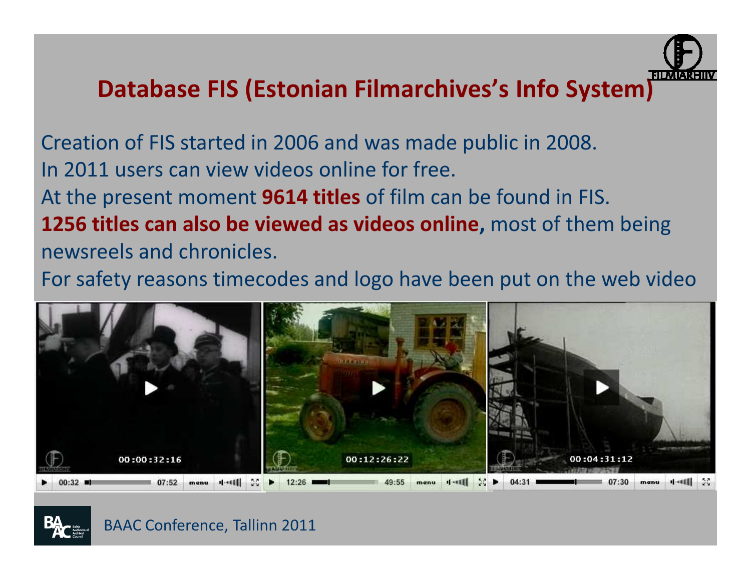# Database FIS (Estonian Filmarchives's Info System)

Creation of FIS started in 2006 and was made public in 2008.
In 2011 users can view videos online for free.
At the present moment **9614 titles** of film can be found in FIS.
**1256 titles can also be viewed as videos online,** most of them being newsreels and chronicles.
For safety reasons timecodes and logo have been put on the web video

BAAC Conference, Tallinn 2011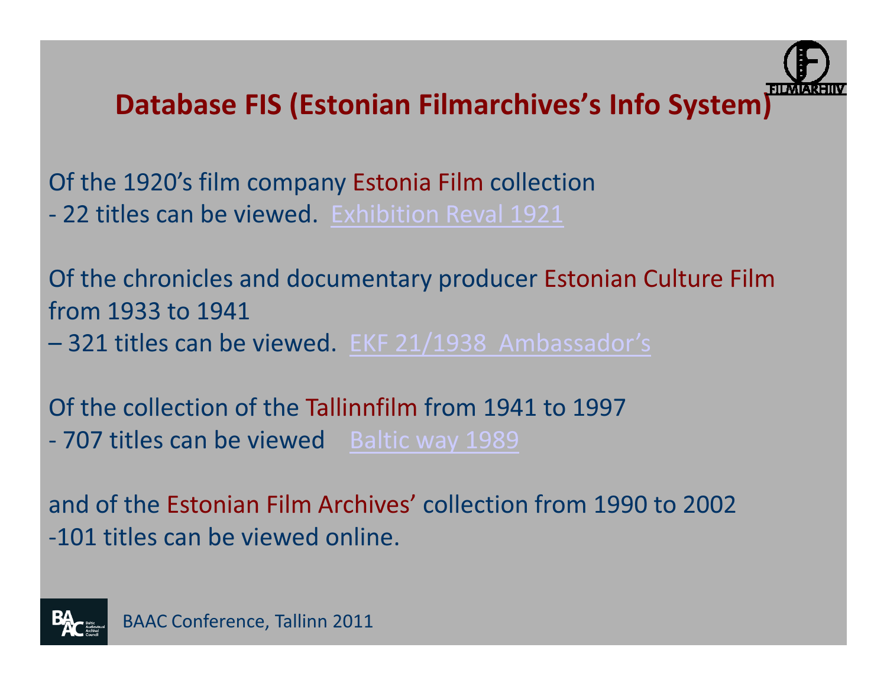# Database FIS (Estonian Filmarchives's Info System)

Of the 1920's film company Estonia Film collection
- 22 titles can be viewed. Exhibition Reval 1921

Of the chronicles and documentary producer Estonian Culture Film from 1933 to 1941
– 321 titles can be viewed. EKF 21/1938 Ambassador's

Of the collection of the Tallinnfilm from 1941 to 1997
- 707 titles can be viewed Baltic way 1989

and of the Estonian Film Archives' collection from 1990 to 2002
-101 titles can be viewed online.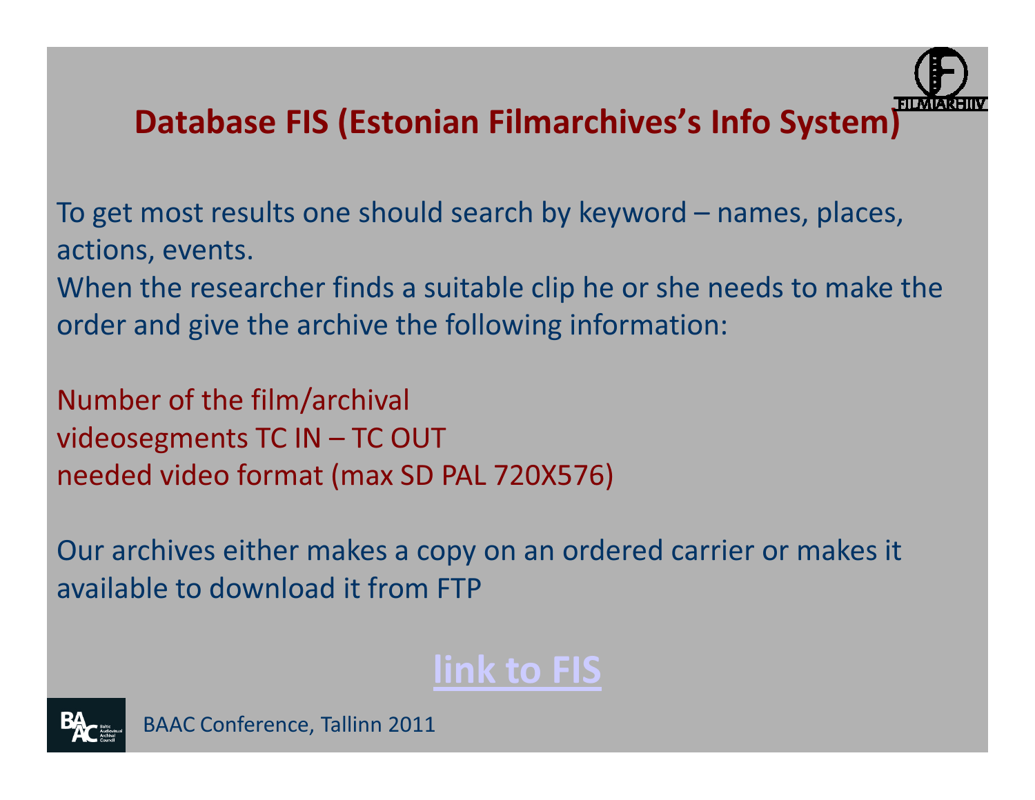## Database FIS (Estonian Filmarchives's Info System)

To get most results one should search by keyword – names, places, actions, events.
When the researcher finds a suitable clip he or she needs to make the order and give the archive the following information:

Number of the film/archival
videosegments TC IN – TC OUT
needed video format (max SD PAL 720X576)

Our archives either makes a copy on an ordered carrier or makes it available to download it from FTP

**link to FIS**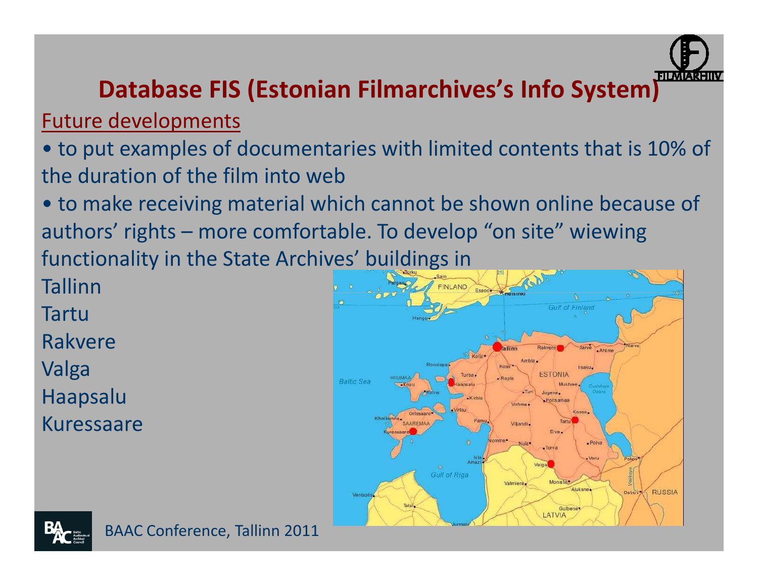## Database FIS (Estonian Filmarchives's Info System)

Future developments

- to put examples of documentaries with limited contents that is 10% of the duration of the film into web
- to make receiving material which cannot be shown online because of authors' rights – more comfortable. To develop "on site" wiewing functionality in the State Archives' buildings in

Tallinn
Tartu
Rakvere
Valga
Haapsalu
Kuressaare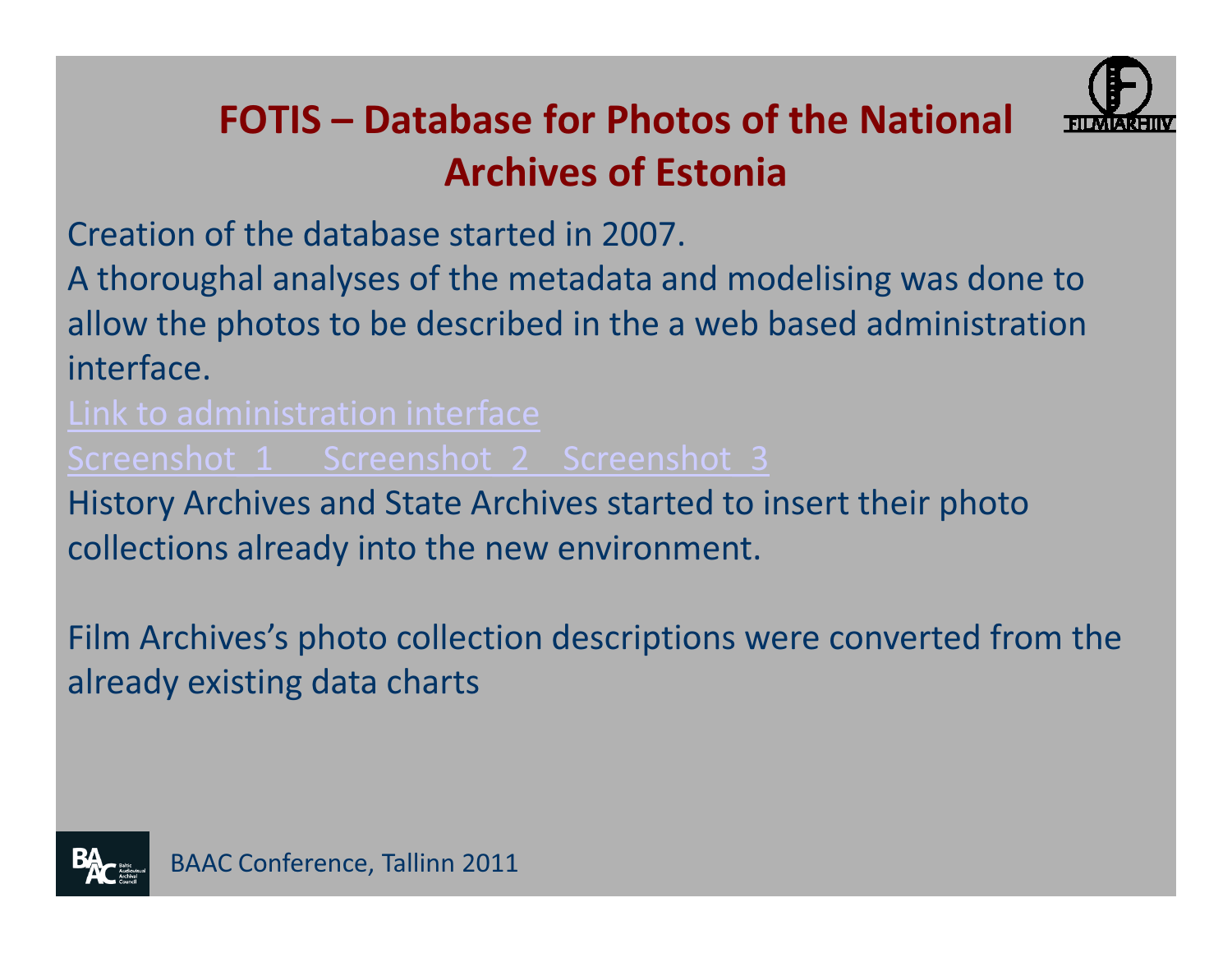# FOTIS – Database for Photos of the National Archives of Estonia

Creation of the database started in 2007.

A thoroughal analyses of the metadata and modelising was done to allow the photos to be described in the a web based administration interface.

Link to administration interface

Screenshot 1 Screenshot 2 Screenshot 3

History Archives and State Archives started to insert their photo collections already into the new environment.

Film Archives's photo collection descriptions were converted from the already existing data charts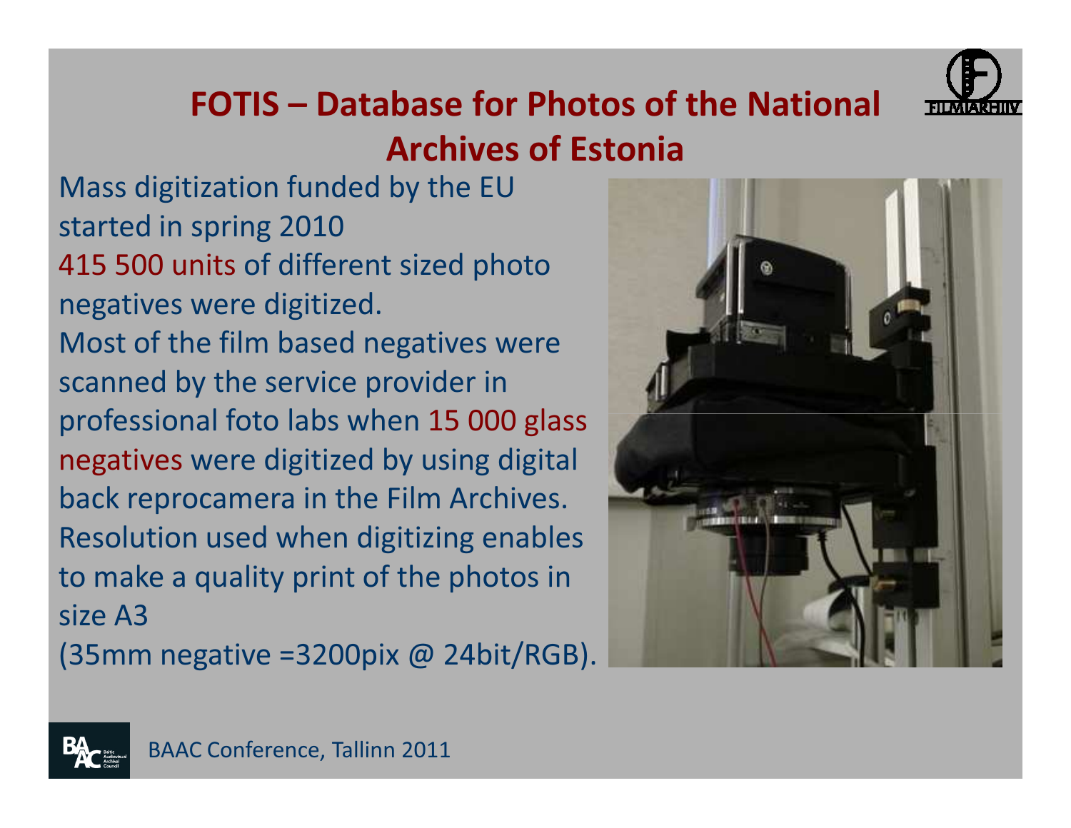# FOTIS – Database for Photos of the National Archives of Estonia

Mass digitization funded by the EU started in spring 2010

415 500 units of different sized photo negatives were digitized.

Most of the film based negatives were scanned by the service provider in professional foto labs when 15 000 glass negatives were digitized by using digital back reprocamera in the Film Archives.

Resolution used when digitizing enables to make a quality print of the photos in size A3

(35mm negative =3200pix @ 24bit/RGB).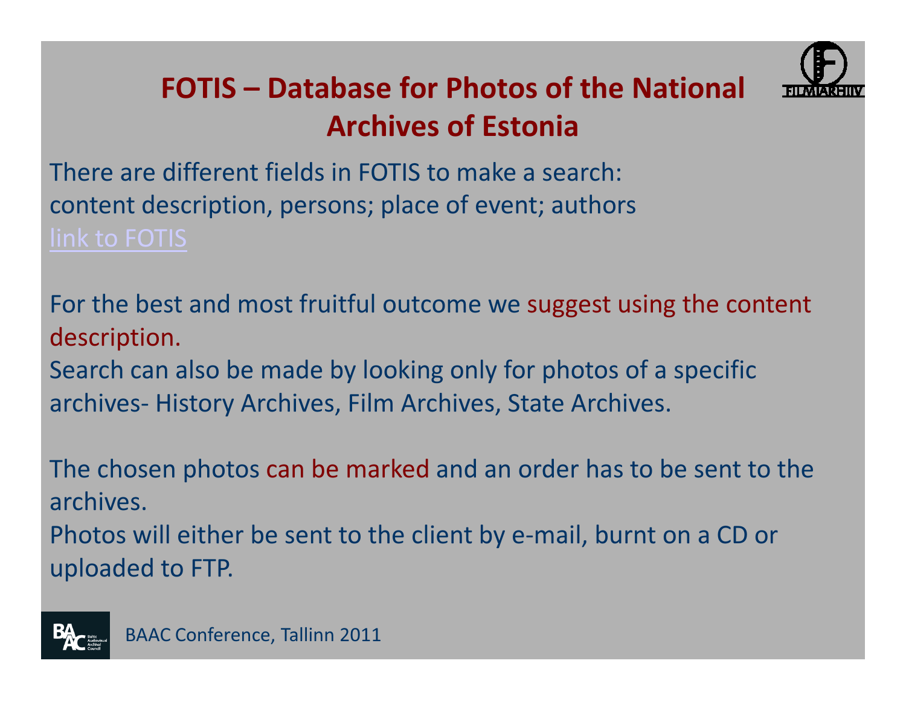# FOTIS – Database for Photos of the National Archives of Estonia

There are different fields in FOTIS to make a search:
content description, persons; place of event; authors
link to FOTIS

For the best and most fruitful outcome we suggest using the content description.
Search can also be made by looking only for photos of a specific archives- History Archives, Film Archives, State Archives.

The chosen photos can be marked and an order has to be sent to the archives.
Photos will either be sent to the client by e-mail, burnt on a CD or uploaded to FTP.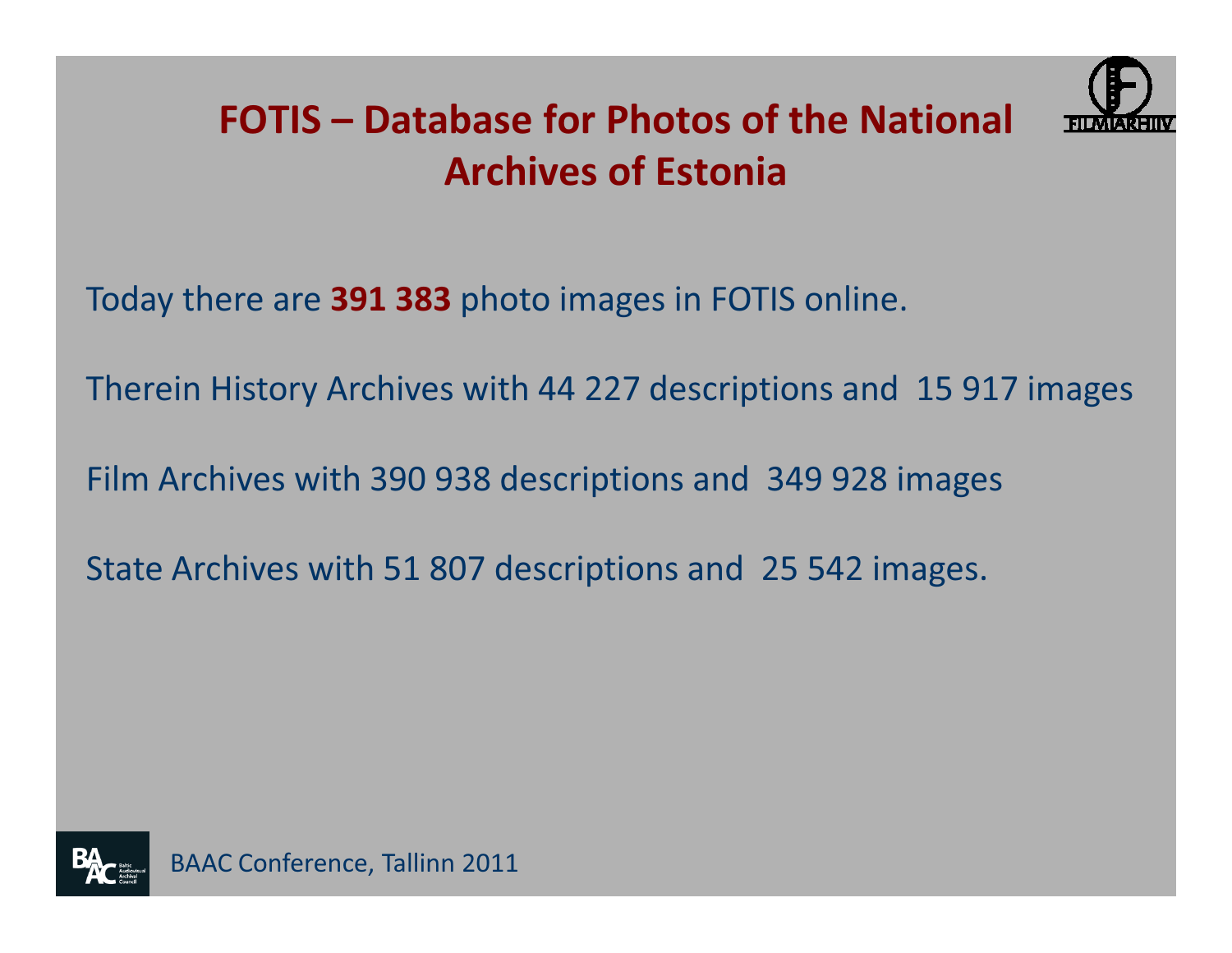# FOTIS – Database for Photos of the National Archives of Estonia

Today there are **391 383** photo images in FOTIS online.

Therein History Archives with 44 227 descriptions and 15 917 images

Film Archives with 390 938 descriptions and 349 928 images

State Archives with 51 807 descriptions and 25 542 images.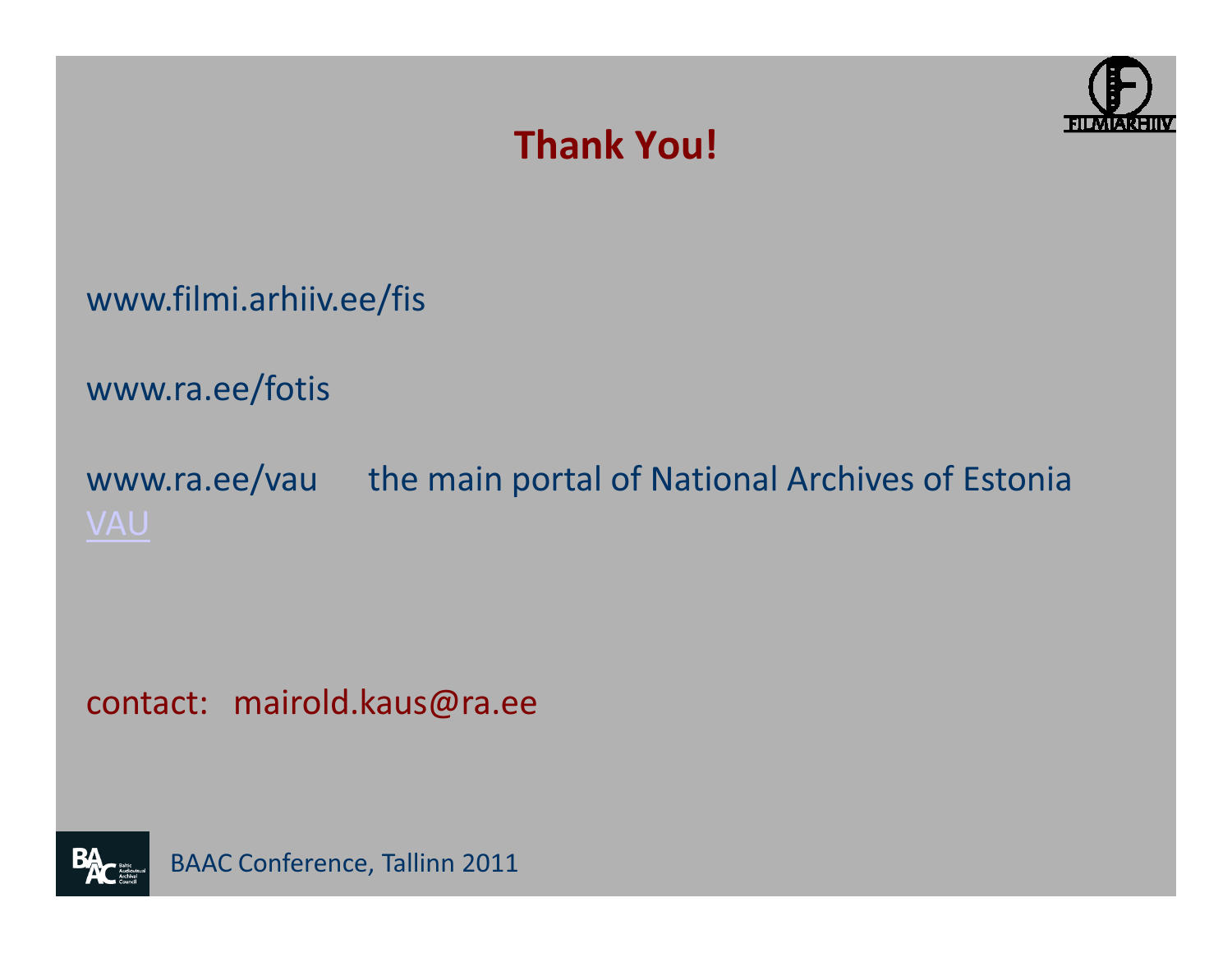# Thank You!

www.filmi.arhiiv.ee/fis

www.ra.ee/fotis

www.ra.ee/vau the main portal of National Archives of Estonia VAU

contact: mairold.kaus@ra.ee